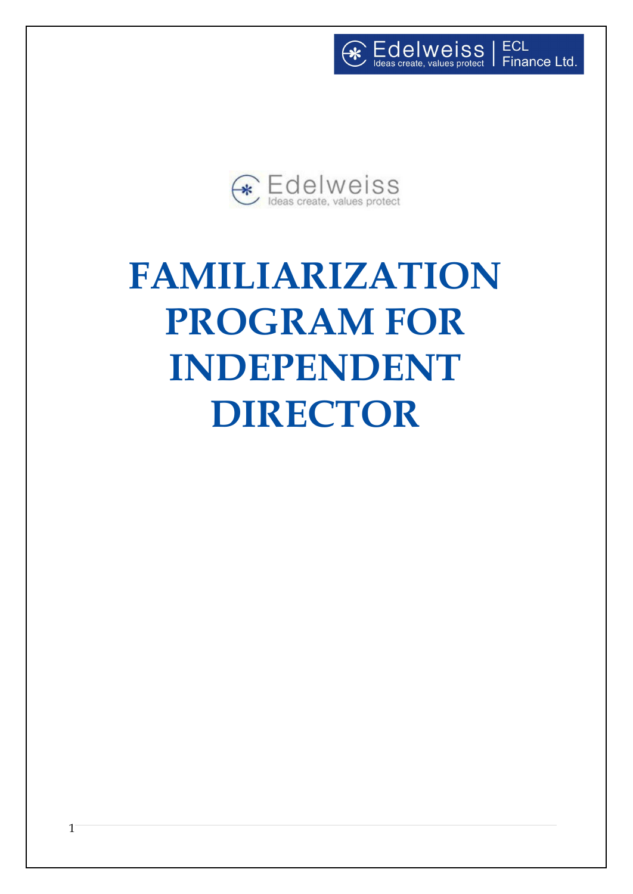# FAMILIARIZATION PROGRAM FOR INDEPENDENT DIRECTOR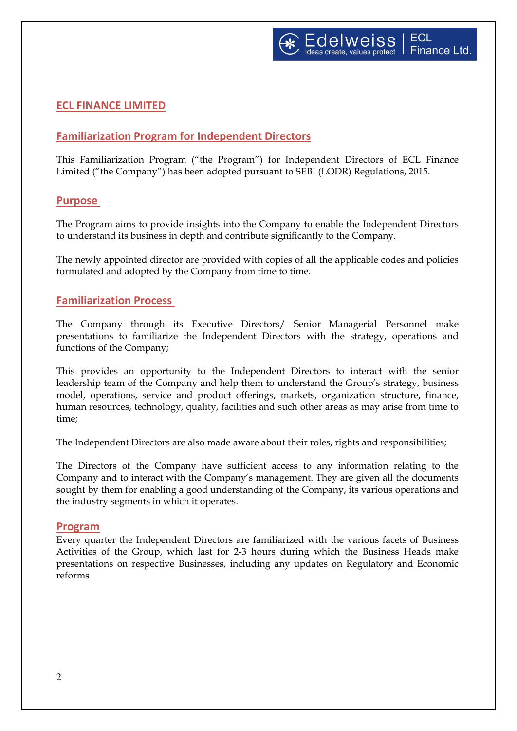## ECL FINANCE LIMITED

## Familiarization Program for Independent Directors

This Familiarization Program ("the Program") for Independent Directors of ECL Finance Limited ("the Company") has been adopted pursuant to SEBI (LODR) Regulations, 2015.

### Purpose

The Program aims to provide insights into the Company to enable the Independent Directors to understand its business in depth and contribute significantly to the Company.

The newly appointed director are provided with copies of all the applicable codes and policies formulated and adopted by the Company from time to time.

### Familiarization Process

The Company through its Executive Directors/ Senior Managerial Personnel make presentations to familiarize the Independent Directors with the strategy, operations and functions of the Company;

This provides an opportunity to the Independent Directors to interact with the senior leadership team of the Company and help them to understand the Group's strategy, business model, operations, service and product offerings, markets, organization structure, finance, human resources, technology, quality, facilities and such other areas as may arise from time to time;

The Independent Directors are also made aware about their roles, rights and responsibilities;

The Directors of the Company have sufficient access to any information relating to the Company and to interact with the Company's management. They are given all the documents sought by them for enabling a good understanding of the Company, its various operations and the industry segments in which it operates.

### Program

Every quarter the Independent Directors are familiarized with the various facets of Business Activities of the Group, which last for 2-3 hours during which the Business Heads make presentations on respective Businesses, including any updates on Regulatory and Economic reforms